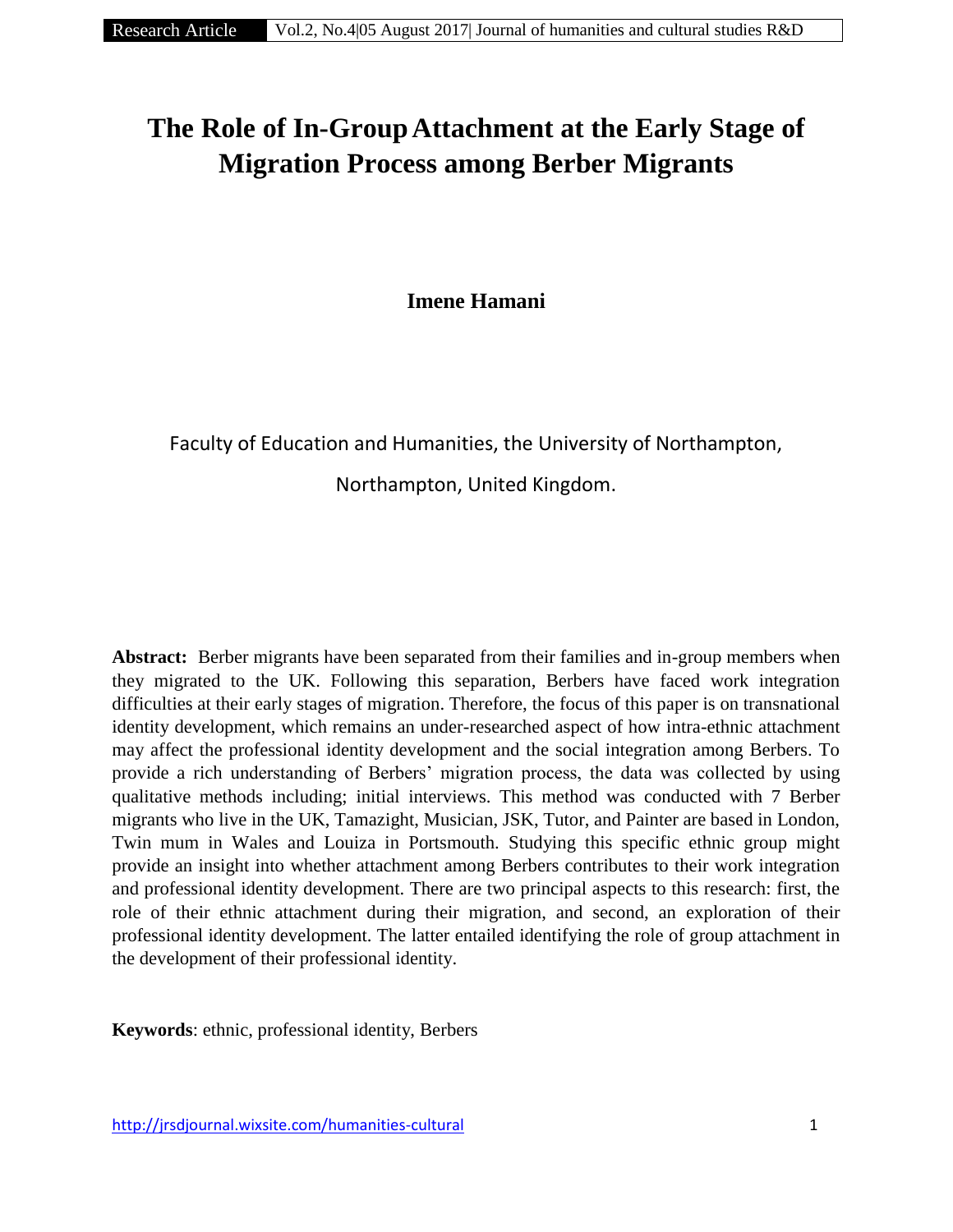# The Role of In-Group Attachment at the Early Stage of Migration Process among Berber Migrants

**Imene Hamani**

Faculty of Education and Humanities, the University of Northampton,

Northampton, United Kingdom.

**Abstract:** Berber migrants have been separated from their families and in-group members when they migrated to the UK. Following this separation, Berbers have faced work integration difficulties at their early stages of migration. Therefore, the focus of this paper is on transnational identity development, which remains an under-researched aspect of how intra-ethnic attachment may affect the professional identity development and the social integration among Berbers. To provide a rich understanding of Berbers' migration process, the data was collected by using qualitative methods including; initial interviews. This method was conducted with 7 Berber migrants who live in the UK, Tamazight, Musician, JSK, Tutor, and Painter are based in London, Twin mum in Wales and Louiza in Portsmouth. Studying this specific ethnic group might provide an insight into whether attachment among Berbers contributes to their work integration and professional identity development. There are two principal aspects to this research: first, the role of their ethnic attachment during their migration, and second, an exploration of their professional identity development. The latter entailed identifying the role of group attachment in the development of their professional identity.

**Keywords**: ethnic, professional identity, Berbers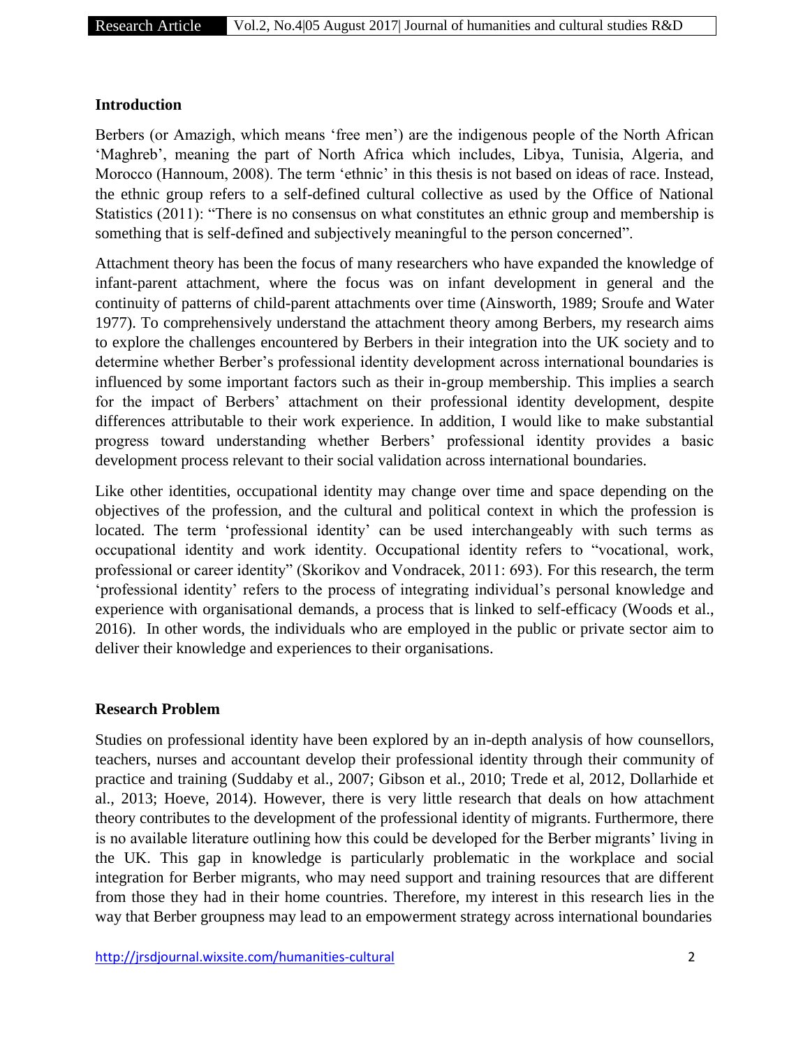## Introduction

Berbers (or Amazigh, which means 'free men') are the indigenous people of the North African 'Maghreb', meaning the part of North Africa which includes, Libya, Tunisia, Algeria, and Morocco (Hannoum, 2008). The term 'ethnic' in this thesis is not based on ideas of race. Instead, the ethnic group refers to a self-defined cultural collective as used by the Office of National Statistics (2011): "There is no consensus on what constitutes an ethnic group and membership is something that is self-defined and subjectively meaningful to the person concerned".

Attachment theory has been the focus of many researchers who have expanded the knowledge of infant-parent attachment, where the focus was on infant development in general and the continuity of patterns of child-parent attachments over time (Ainsworth, 1989; Sroufe and Water 1977). To comprehensively understand the attachment theory among Berbers, my research aims to explore the challenges encountered by Berbers in their integration into the UK society and to determine whether Berber's professional identity development across international boundaries is influenced by some important factors such as their in-group membership. This implies a search for the impact of Berbers' attachment on their professional identity development, despite differences attributable to their work experience. In addition, I would like to make substantial progress toward understanding whether Berbers' professional identity provides a basic development process relevant to their social validation across international boundaries.

Like other identities, occupational identity may change over time and space depending on the objectives of the profession, and the cultural and political context in which the profession is located. The term 'professional identity' can be used interchangeably with such terms as occupational identity and work identity. Occupational identity refers to "vocational, work, professional or career identity" (Skorikov and Vondracek, 2011: 693). For this research, the term 'professional identity' refers to the process of integrating individual's personal knowledge and experience with organisational demands, a process that is linked to self-efficacy (Woods et al., 2016). In other words, the individuals who are employed in the public or private sector aim to deliver their knowledge and experiences to their organisations.

## Research Problem

Studies on professional identity have been explored by an in-depth analysis of how counsellors, teachers, nurses and accountant develop their professional identity through their community of practice and training (Suddaby et al., 2007; Gibson et al., 2010; Trede et al, 2012, Dollarhide et al., 2013; Hoeve, 2014). However, there is very little research that deals on how attachment theory contributes to the development of the professional identity of migrants. Furthermore, there is no available literature outlining how this could be developed for the Berber migrants' living in the UK. This gap in knowledge is particularly problematic in the workplace and social integration for Berber migrants, who may need support and training resources that are different from those they had in their home countries. Therefore, my interest in this research lies in the way that Berber groupness may lead to an empowerment strategy across international boundaries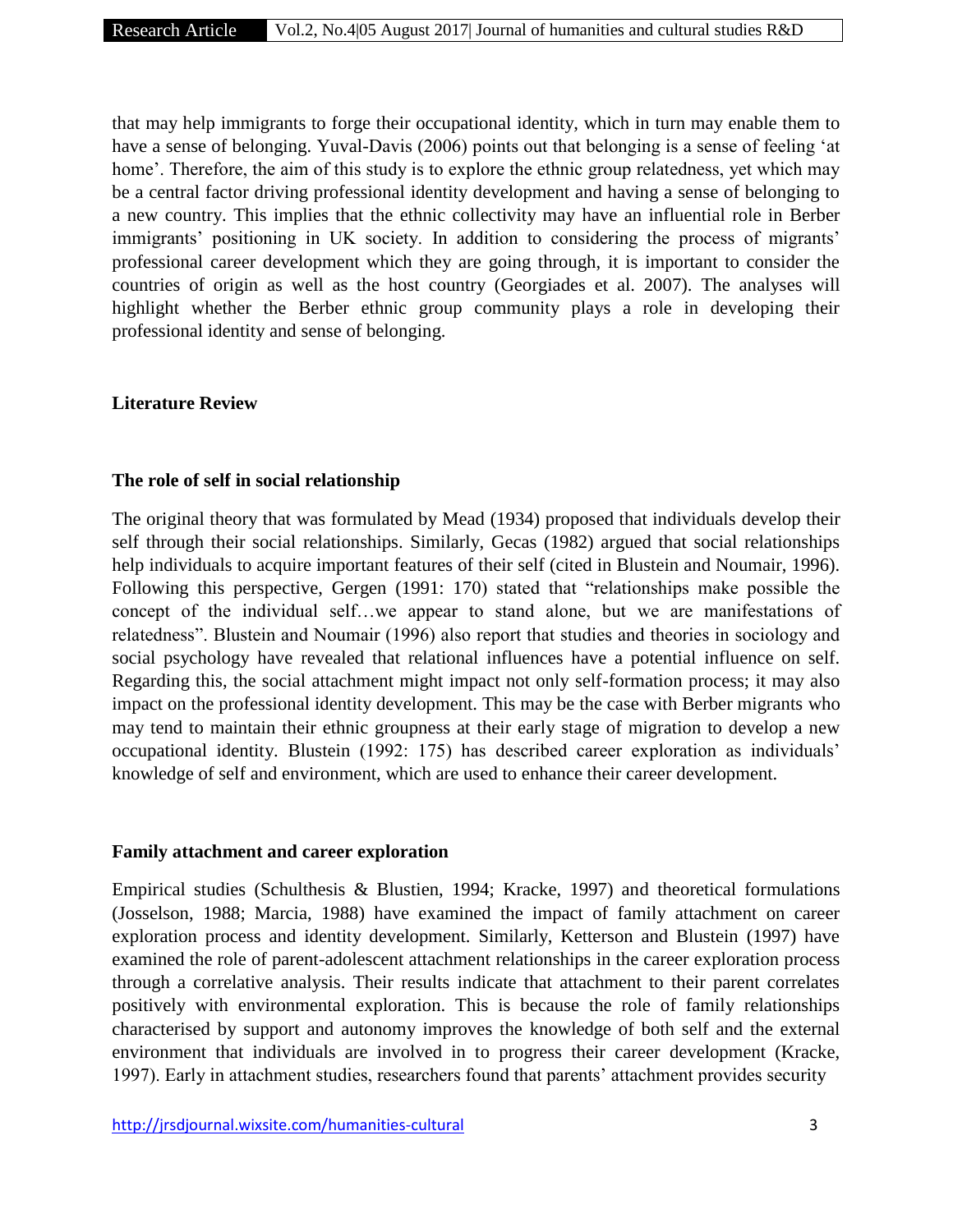that may help immigrants to forge their occupational identity, which in turn may enable them to have a sense of belonging. Yuval-Davis (2006) points out that belonging is a sense of feeling 'at home'. Therefore, the aim of this study is to explore the ethnic group relatedness, yet which may be a central factor driving professional identity development and having a sense of belonging to a new country. This implies that the ethnic collectivity may have an influential role in Berber immigrants' positioning in UK society. In addition to considering the process of migrants' professional career development which they are going through, it is important to consider the countries of origin as well as the host country (Georgiades et al. 2007). The analyses will highlight whether the Berber ethnic group community plays a role in developing their professional identity and sense of belonging.

## Literature Review

### The role of self in social relationship

The original theory that was formulated by Mead (1934) proposed that individuals develop their self through their social relationships. Similarly, Gecas (1982) argued that social relationships help individuals to acquire important features of their self (cited in Blustein and Noumair, 1996). Following this perspective, Gergen (1991: 170) stated that "relationships make possible the concept of the individual self…we appear to stand alone, but we are manifestations of relatedness". Blustein and Noumair (1996) also report that studies and theories in sociology and social psychology have revealed that relational influences have a potential influence on self. Regarding this, the social attachment might impact not only self-formation process; it may also impact on the professional identity development. This may be the case with Berber migrants who may tend to maintain their ethnic groupness at their early stage of migration to develop a new occupational identity. Blustein (1992: 175) has described career exploration as individuals' knowledge of self and environment, which are used to enhance their career development.

### Family attachment and career exploration

Empirical studies (Schulthesis & Blustien, 1994; Kracke, 1997) and theoretical formulations (Josselson, 1988; Marcia, 1988) have examined the impact of family attachment on career exploration process and identity development. Similarly, Ketterson and Blustein (1997) have examined the role of parent-adolescent attachment relationships in the career exploration process through a correlative analysis. Their results indicate that attachment to their parent correlates positively with environmental exploration. This is because the role of family relationships characterised by support and autonomy improves the knowledge of both self and the external environment that individuals are involved in to progress their career development (Kracke, 1997). Early in attachment studies, researchers found that parents' attachment provides security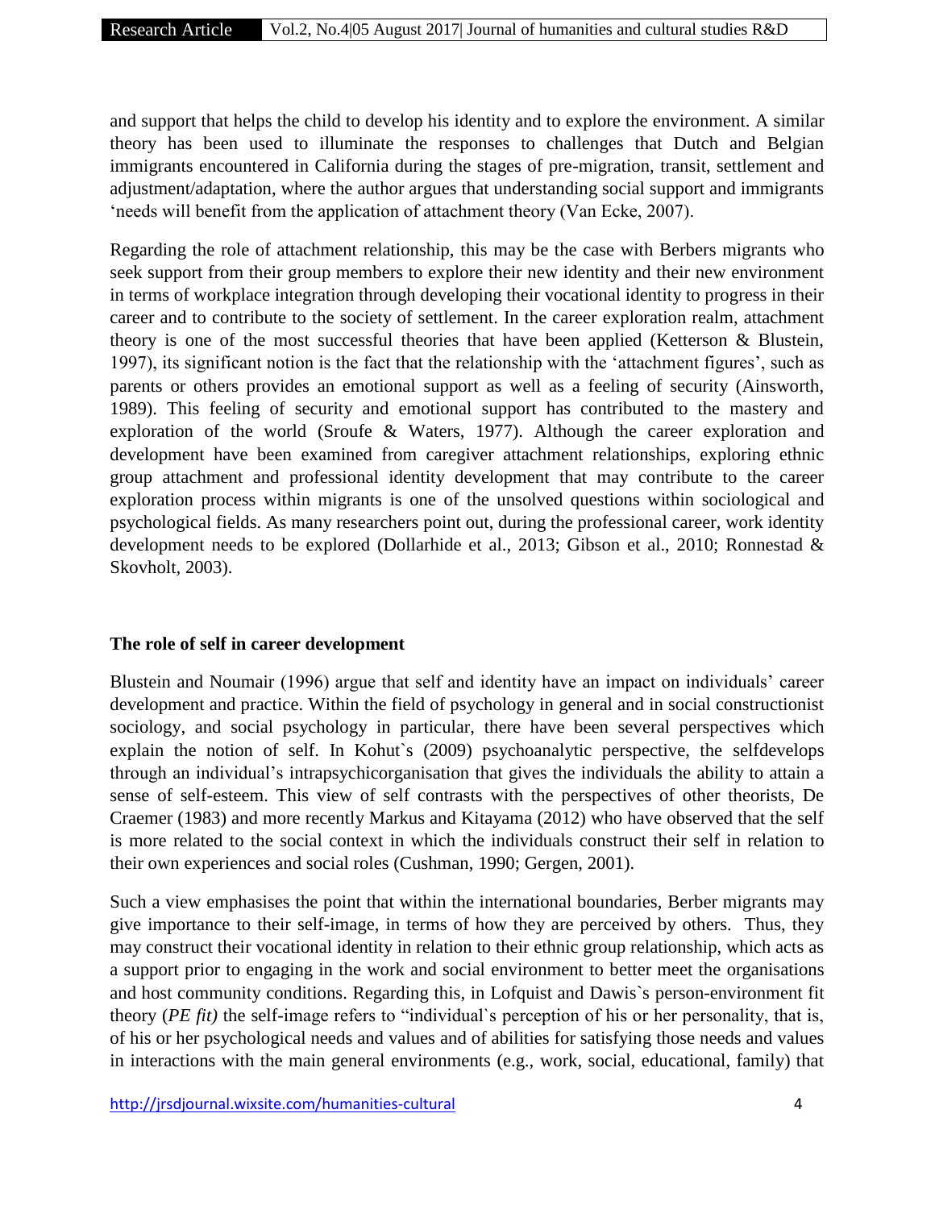and support that helps the child to develop his identity and to explore the environment. A similar theory has been used to illuminate the responses to challenges that Dutch and Belgian immigrants encountered in California during the stages of pre-migration, transit, settlement and adjustment/adaptation, where the author argues that understanding social support and immigrants 'needs will benefit from the application of attachment theory (Van Ecke, 2007).

Regarding the role of attachment relationship, this may be the case with Berbers migrants who seek support from their group members to explore their new identity and their new environment in terms of workplace integration through developing their vocational identity to progress in their career and to contribute to the society of settlement. In the career exploration realm, attachment theory is one of the most successful theories that have been applied (Ketterson & Blustein, 1997), its significant notion is the fact that the relationship with the 'attachment figures', such as parents or others provides an emotional support as well as a feeling of security (Ainsworth, 1989). This feeling of security and emotional support has contributed to the mastery and exploration of the world (Sroufe & Waters, 1977). Although the career exploration and development have been examined from caregiver attachment relationships, exploring ethnic group attachment and professional identity development that may contribute to the career exploration process within migrants is one of the unsolved questions within sociological and psychological fields. As many researchers point out, during the professional career, work identity development needs to be explored (Dollarhide et al., 2013; Gibson et al., 2010; Ronnestad & Skovholt, 2003).

## The role of self in career development

Blustein and Noumair (1996) argue that self and identity have an impact on individuals' career development and practice. Within the field of psychology in general and in social constructionist sociology, and social psychology in particular, there have been several perspectives which explain the notion of self. In Kohut`s (2009) psychoanalytic perspective, the selfdevelops through an individual's intrapsychicorganisation that gives the individuals the ability to attain a sense of self-esteem. This view of self contrasts with the perspectives of other theorists, De Craemer (1983) and more recently Markus and Kitayama (2012) who have observed that the self is more related to the social context in which the individuals construct their self in relation to their own experiences and social roles (Cushman, 1990; Gergen, 2001).

Such a view emphasises the point that within the international boundaries, Berber migrants may give importance to their self-image, in terms of how they are perceived by others. Thus, they may construct their vocational identity in relation to their ethnic group relationship, which acts as a support prior to engaging in the work and social environment to better meet the organisations and host community conditions. Regarding this, in Lofquist and Dawis`s person-environment fit theory (*PE fit)* the self-image refers to "individual`s perception of his or her personality, that is, of his or her psychological needs and values and of abilities for satisfying those needs and values in interactions with the main general environments (e.g., work, social, educational, family) that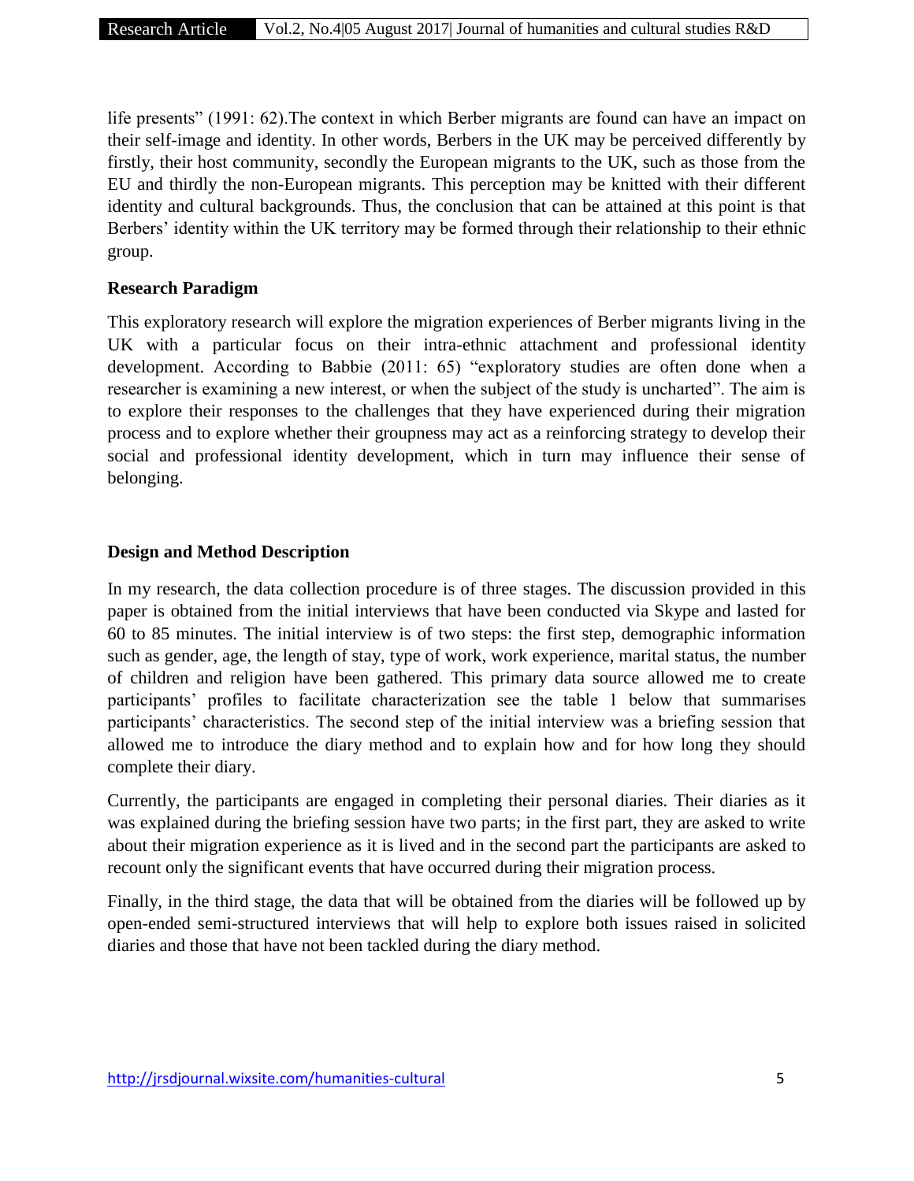life presents" (1991: 62).The context in which Berber migrants are found can have an impact on their self-image and identity. In other words, Berbers in the UK may be perceived differently by firstly, their host community, secondly the European migrants to the UK, such as those from the EU and thirdly the non-European migrants. This perception may be knitted with their different identity and cultural backgrounds. Thus, the conclusion that can be attained at this point is that Berbers' identity within the UK territory may be formed through their relationship to their ethnic group.

**Research Paradigm**

This exploratory research will explore the migration experiences of Berber migrants living in the UK with a particular focus on their intra-ethnic attachment and professional identity development. According to Babbie (2011: 65) "exploratory studies are often done when a researcher is examining a new interest, or when the subject of the study is uncharted". The aim is to explore their responses to the challenges that they have experienced during their migration process and to explore whether their groupness may act as a reinforcing strategy to develop their social and professional identity development, which in turn may influence their sense of belonging.

**Design and Method Description**

In my research, the data collection procedure is of three stages. The discussion provided in this paper is obtained from the initial interviews that have been conducted via Skype and lasted for 60 to 85 minutes. The initial interview is of two steps: the first step, demographic information such as gender, age, the length of stay, type of work, work experience, marital status, the number of children and religion have been gathered. This primary data source allowed me to create participants' profiles to facilitate characterization see the table 1 below that summarises participants' characteristics. The second step of the initial interview was a briefing session that allowed me to introduce the diary method and to explain how and for how long they should complete their diary.

Currently, the participants are engaged in completing their personal diaries. Their diaries as it was explained during the briefing session have two parts; in the first part, they are asked to write about their migration experience as it is lived and in the second part the participants are asked to recount only the significant events that have occurred during their migration process.

Finally, in the third stage, the data that will be obtained from the diaries will be followed up by open-ended semi-structured interviews that will help to explore both issues raised in solicited diaries and those that have not been tackled during the diary method.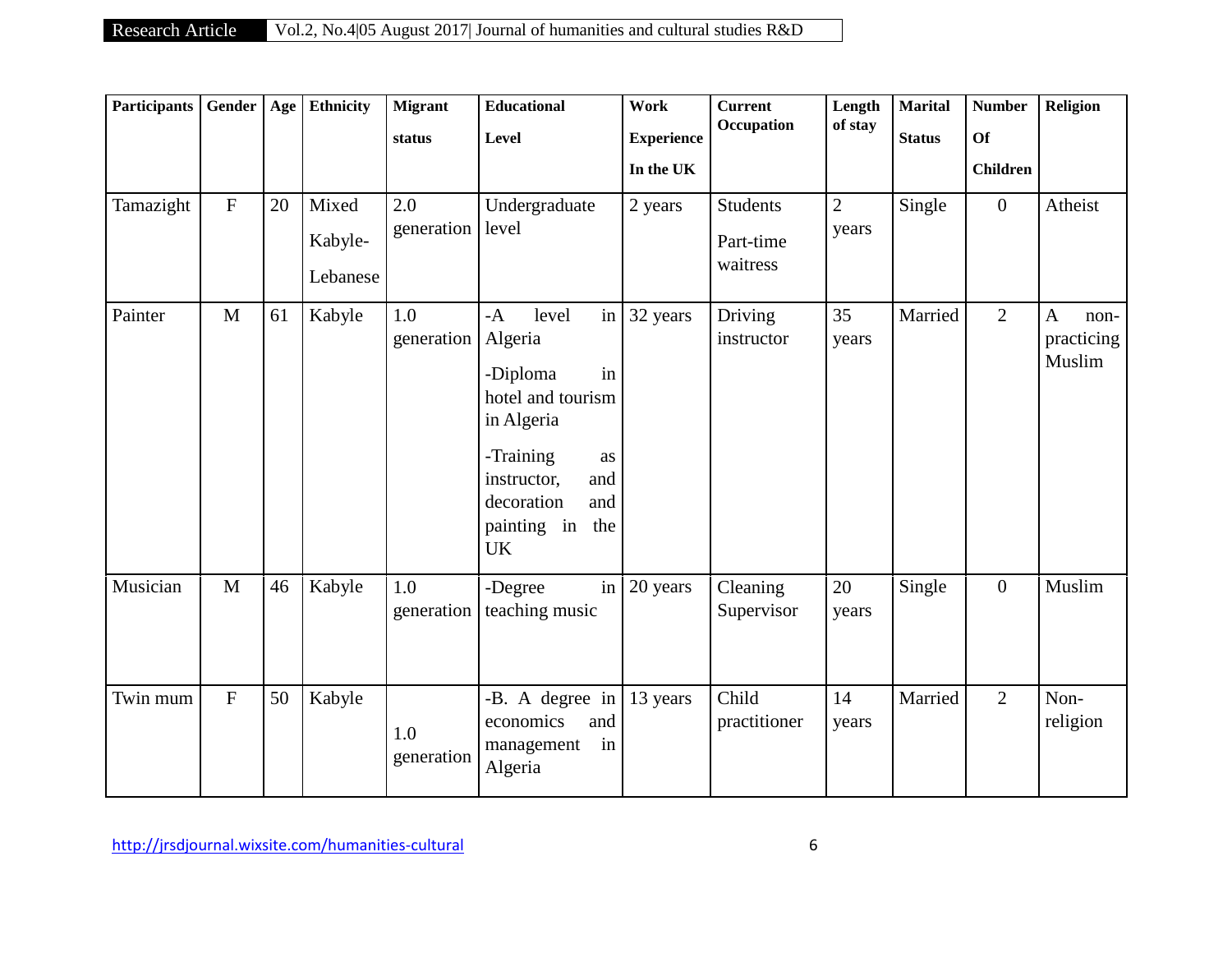| Participants | Gender | Age | Ethnicity | Migrant status | Educational Level | Work Experience In the UK | Current Occupation | Length of stay | Marital Status | Number Of Children | Religion |
|---|---|---|---|---|---|---|---|---|---|---|---|
| Tamazight | F | 20 | Mixed Kabyle-Lebanese | 2.0 generation | Undergraduate level | 2 years | Students Part-time waitress | 2 years | Single | 0 | Atheist |
| Painter | M | 61 | Kabyle | 1.0 generation | -A level in Algeria -Diploma in hotel and tourism in Algeria -Training as instructor, and decoration and painting in the UK | 32 years | Driving instructor | 35 years | Married | 2 | A non-practicing Muslim |
| Musician | M | 46 | Kabyle | 1.0 generation | -Degree in teaching music | 20 years | Cleaning Supervisor | 20 years | Single | 0 | Muslim |
| Twin mum | F | 50 | Kabyle | 1.0 generation | -B. A degree in economics and management in Algeria | 13 years | Child practitioner | 14 years | Married | 2 | Non-religion |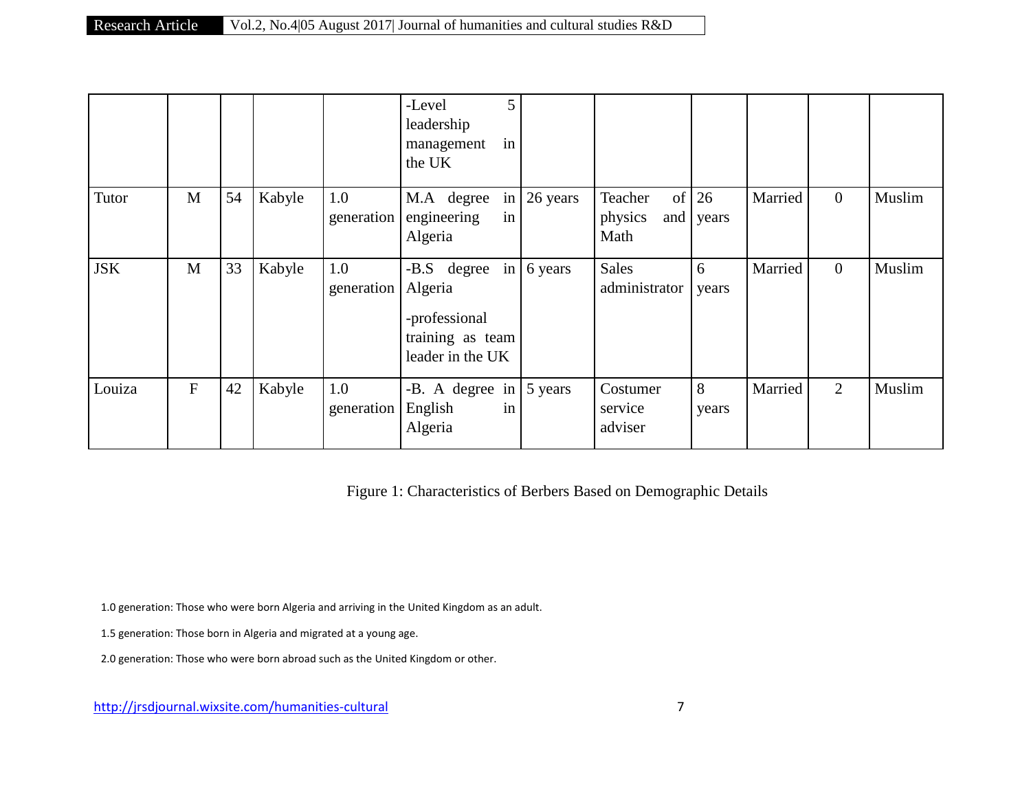| | | | | | -Level 5 leadership management in the UK | | | | | | |
|---|---|---|---|---|---|---|---|---|---|---|---|
| Tutor | M | 54 | Kabyle | 1.0 generation | M.A degree in engineering in Algeria | 26 years | Teacher of physics and Math | 26 years | Married | 0 | Muslim |
| JSK | M | 33 | Kabyle | 1.0 generation | -B.S degree in Algeria<br>-professional training as team leader in the UK | 6 years | Sales administrator | 6 years | Married | 0 | Muslim |
| Louiza | F | 42 | Kabyle | 1.0 generation | -B. A degree in English in Algeria | 5 years | Costumer service adviser | 8 years | Married | 2 | Muslim |

Figure 1: Characteristics of Berbers Based on Demographic Details

1.0 generation: Those who were born Algeria and arriving in the United Kingdom as an adult.

1.5 generation: Those born in Algeria and migrated at a young age.

2.0 generation: Those who were born abroad such as the United Kingdom or other.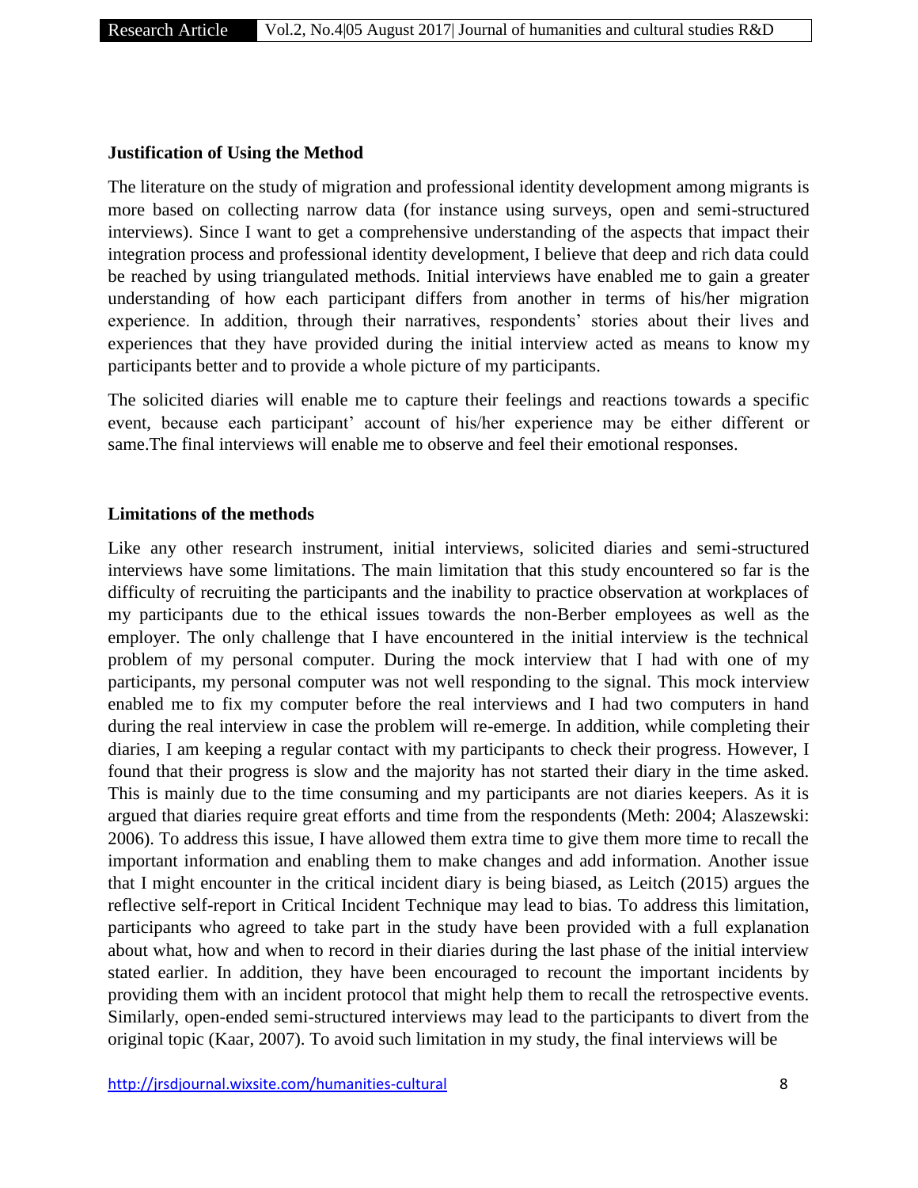**Justification of Using the Method**

The literature on the study of migration and professional identity development among migrants is more based on collecting narrow data (for instance using surveys, open and semi-structured interviews). Since I want to get a comprehensive understanding of the aspects that impact their integration process and professional identity development, I believe that deep and rich data could be reached by using triangulated methods. Initial interviews have enabled me to gain a greater understanding of how each participant differs from another in terms of his/her migration experience. In addition, through their narratives, respondents' stories about their lives and experiences that they have provided during the initial interview acted as means to know my participants better and to provide a whole picture of my participants.

The solicited diaries will enable me to capture their feelings and reactions towards a specific event, because each participant' account of his/her experience may be either different or same.The final interviews will enable me to observe and feel their emotional responses.

**Limitations of the methods**

Like any other research instrument, initial interviews, solicited diaries and semi-structured interviews have some limitations. The main limitation that this study encountered so far is the difficulty of recruiting the participants and the inability to practice observation at workplaces of my participants due to the ethical issues towards the non-Berber employees as well as the employer. The only challenge that I have encountered in the initial interview is the technical problem of my personal computer. During the mock interview that I had with one of my participants, my personal computer was not well responding to the signal. This mock interview enabled me to fix my computer before the real interviews and I had two computers in hand during the real interview in case the problem will re-emerge. In addition, while completing their diaries, I am keeping a regular contact with my participants to check their progress. However, I found that their progress is slow and the majority has not started their diary in the time asked. This is mainly due to the time consuming and my participants are not diaries keepers. As it is argued that diaries require great efforts and time from the respondents (Meth: 2004; Alaszewski: 2006). To address this issue, I have allowed them extra time to give them more time to recall the important information and enabling them to make changes and add information. Another issue that I might encounter in the critical incident diary is being biased, as Leitch (2015) argues the reflective self-report in Critical Incident Technique may lead to bias. To address this limitation, participants who agreed to take part in the study have been provided with a full explanation about what, how and when to record in their diaries during the last phase of the initial interview stated earlier. In addition, they have been encouraged to recount the important incidents by providing them with an incident protocol that might help them to recall the retrospective events. Similarly, open-ended semi-structured interviews may lead to the participants to divert from the original topic (Kaar, 2007). To avoid such limitation in my study, the final interviews will be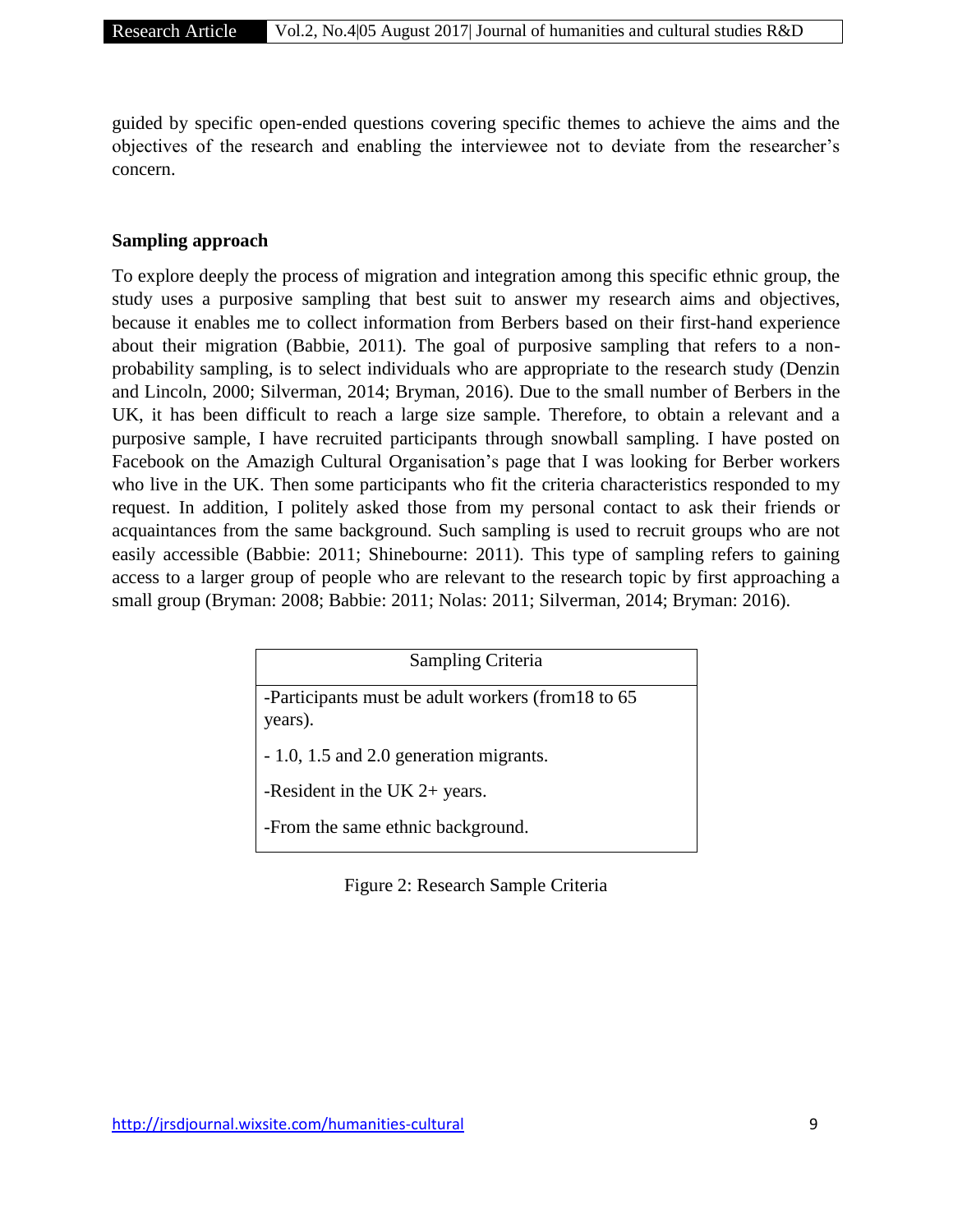guided by specific open-ended questions covering specific themes to achieve the aims and the objectives of the research and enabling the interviewee not to deviate from the researcher's concern.

## Sampling approach

To explore deeply the process of migration and integration among this specific ethnic group, the study uses a purposive sampling that best suit to answer my research aims and objectives, because it enables me to collect information from Berbers based on their first-hand experience about their migration (Babbie, 2011). The goal of purposive sampling that refers to a non-probability sampling, is to select individuals who are appropriate to the research study (Denzin and Lincoln, 2000; Silverman, 2014; Bryman, 2016). Due to the small number of Berbers in the UK, it has been difficult to reach a large size sample. Therefore, to obtain a relevant and a purposive sample, I have recruited participants through snowball sampling. I have posted on Facebook on the Amazigh Cultural Organisation's page that I was looking for Berber workers who live in the UK. Then some participants who fit the criteria characteristics responded to my request. In addition, I politely asked those from my personal contact to ask their friends or acquaintances from the same background. Such sampling is used to recruit groups who are not easily accessible (Babbie: 2011; Shinebourne: 2011). This type of sampling refers to gaining access to a larger group of people who are relevant to the research topic by first approaching a small group (Bryman: 2008; Babbie: 2011; Nolas: 2011; Silverman, 2014; Bryman: 2016).

| Sampling Criteria |
| --- |
| -Participants must be adult workers (from18 to 65 years).<br>- 1.0, 1.5 and 2.0 generation migrants.<br>-Resident in the UK 2+ years.<br>-From the same ethnic background. |

Figure 2: Research Sample Criteria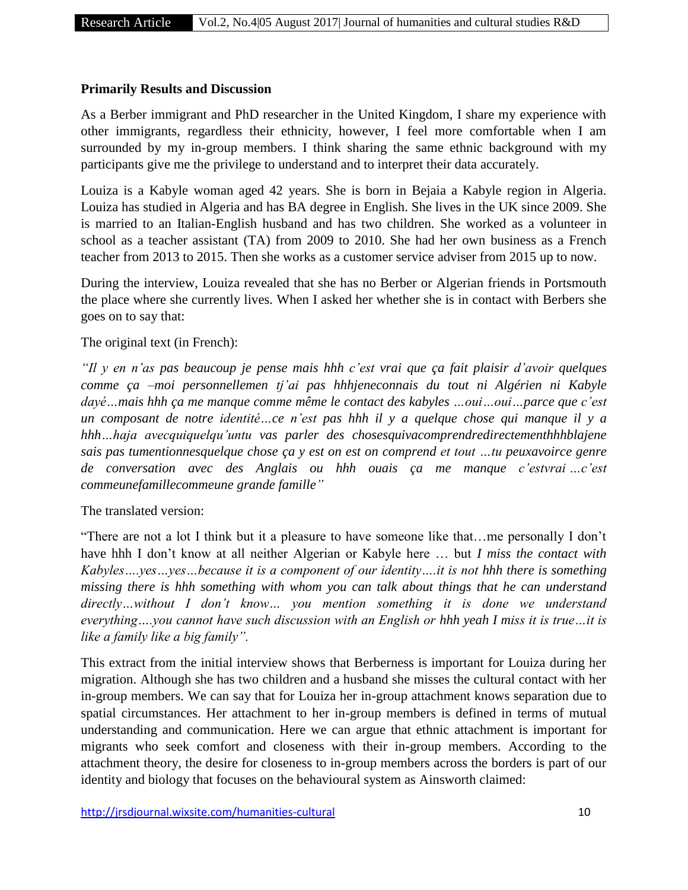**Primarily Results and Discussion**

As a Berber immigrant and PhD researcher in the United Kingdom, I share my experience with other immigrants, regardless their ethnicity, however, I feel more comfortable when I am surrounded by my in-group members. I think sharing the same ethnic background with my participants give me the privilege to understand and to interpret their data accurately.

Louiza is a Kabyle woman aged 42 years. She is born in Bejaia a Kabyle region in Algeria. Louiza has studied in Algeria and has BA degree in English. She lives in the UK since 2009. She is married to an Italian-English husband and has two children. She worked as a volunteer in school as a teacher assistant (TA) from 2009 to 2010. She had her own business as a French teacher from 2013 to 2015. Then she works as a customer service adviser from 2015 up to now.

During the interview, Louiza revealed that she has no Berber or Algerian friends in Portsmouth the place where she currently lives. When I asked her whether she is in contact with Berbers she goes on to say that:

The original text (in French):

*"Il y en n'as pas beaucoup je pense mais hhh c'est vrai que ça fait plaisir d'avoir quelques comme ça –moi personnellemen tj'ai pas hhhjeneconnais du tout ni Algérien ni Kabyle dayé…mais hhh ça me manque comme même le contact des kabyles …oui…oui…parce que c'est un composant de notre identité…ce n'est pas hhh il y a quelque chose qui manque il y a hhh…haja avecquiquelqu'untu vas parler des chosesquivacomprendredirectementhhhblajene sais pas tumentionnesquelque chose ça y est on est on comprend et tout …tu peuxavoirce genre de conversation avec des Anglais ou hhh ouais ça me manque c'estvrai …c'est commeunefamillecommeune grande famille"*

The translated version:

"There are not a lot I think but it a pleasure to have someone like that…me personally I don't have hhh I don't know at all neither Algerian or Kabyle here … but *I miss the contact with Kabyles….yes…yes…because it is a component of our identity….it is not hhh there is something missing there is hhh something with whom you can talk about things that he can understand directly…without I don't know… you mention something it is done we understand everything….you cannot have such discussion with an English or hhh yeah I miss it is true…it is like a family like a big family".*

This extract from the initial interview shows that Berberness is important for Louiza during her migration. Although she has two children and a husband she misses the cultural contact with her in-group members. We can say that for Louiza her in-group attachment knows separation due to spatial circumstances. Her attachment to her in-group members is defined in terms of mutual understanding and communication. Here we can argue that ethnic attachment is important for migrants who seek comfort and closeness with their in-group members. According to the attachment theory, the desire for closeness to in-group members across the borders is part of our identity and biology that focuses on the behavioural system as Ainsworth claimed: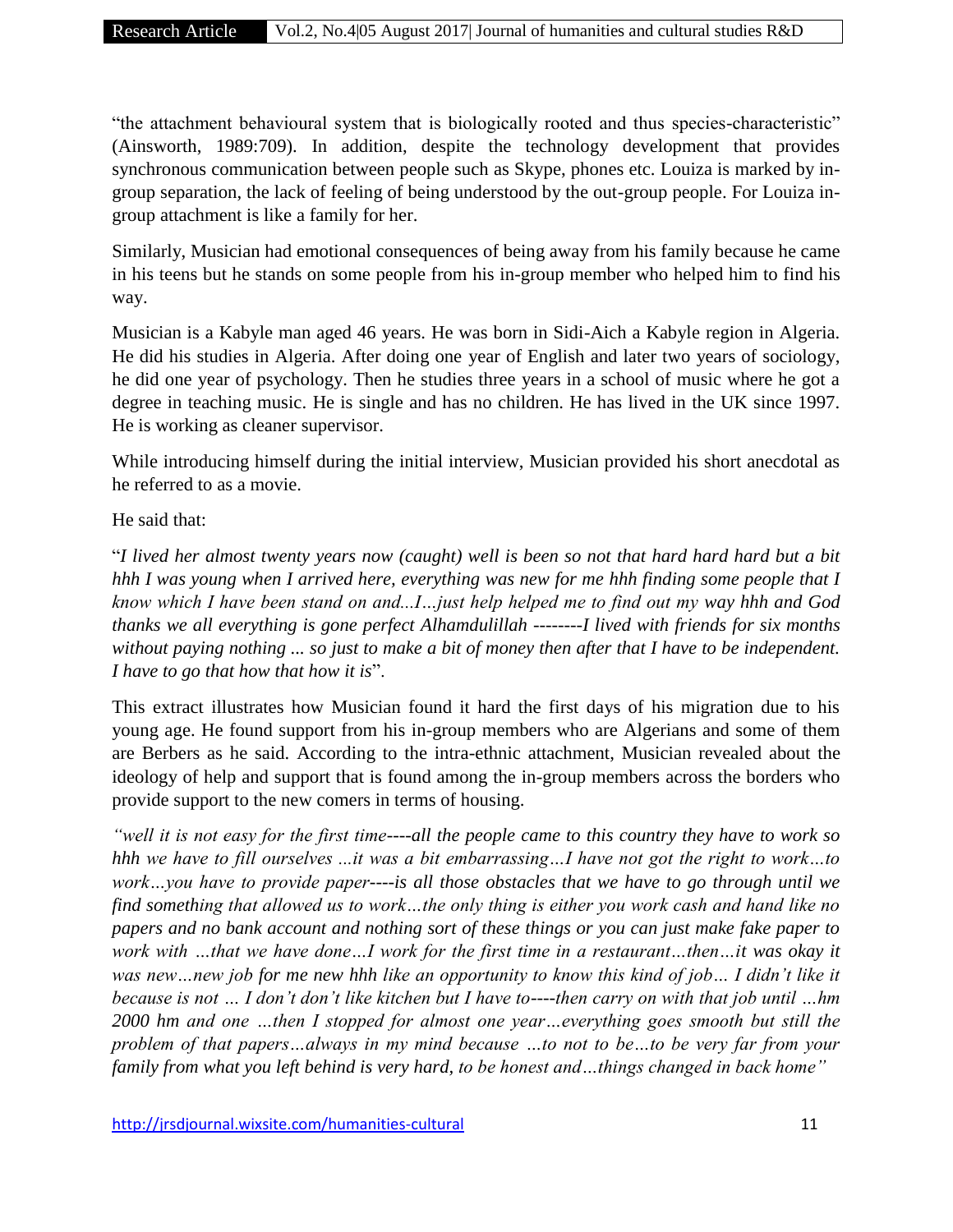"the attachment behavioural system that is biologically rooted and thus species-characteristic" (Ainsworth, 1989:709). In addition, despite the technology development that provides synchronous communication between people such as Skype, phones etc. Louiza is marked by in-group separation, the lack of feeling of being understood by the out-group people. For Louiza in-group attachment is like a family for her.

Similarly, Musician had emotional consequences of being away from his family because he came in his teens but he stands on some people from his in-group member who helped him to find his way.

Musician is a Kabyle man aged 46 years. He was born in Sidi-Aich a Kabyle region in Algeria. He did his studies in Algeria. After doing one year of English and later two years of sociology, he did one year of psychology. Then he studies three years in a school of music where he got a degree in teaching music. He is single and has no children. He has lived in the UK since 1997. He is working as cleaner supervisor.

While introducing himself during the initial interview, Musician provided his short anecdotal as he referred to as a movie.

He said that:

"*I lived her almost twenty years now (caught) well is been so not that hard hard hard but a bit hhh I was young when I arrived here, everything was new for me hhh finding some people that I know which I have been stand on and...I…just help helped me to find out my way hhh and God thanks we all everything is gone perfect Alhamdulillah --------I lived with friends for six months without paying nothing ... so just to make a bit of money then after that I have to be independent. I have to go that how that how it is*".

This extract illustrates how Musician found it hard the first days of his migration due to his young age. He found support from his in-group members who are Algerians and some of them are Berbers as he said. According to the intra-ethnic attachment, Musician revealed about the ideology of help and support that is found among the in-group members across the borders who provide support to the new comers in terms of housing.

*"well it is not easy for the first time----all the people came to this country they have to work so hhh we have to fill ourselves ...it was a bit embarrassing…I have not got the right to work…to work…you have to provide paper----is all those obstacles that we have to go through until we find something that allowed us to work…the only thing is either you work cash and hand like no papers and no bank account and nothing sort of these things or you can just make fake paper to work with …that we have done…I work for the first time in a restaurant…then…it was okay it was new…new job for me new hhh like an opportunity to know this kind of job… I didn't like it because is not … I don't don't like kitchen but I have to----then carry on with that job until …hm 2000 hm and one …then I stopped for almost one year…everything goes smooth but still the problem of that papers…always in my mind because …to not to be…to be very far from your family from what you left behind is very hard, to be honest and…things changed in back home"*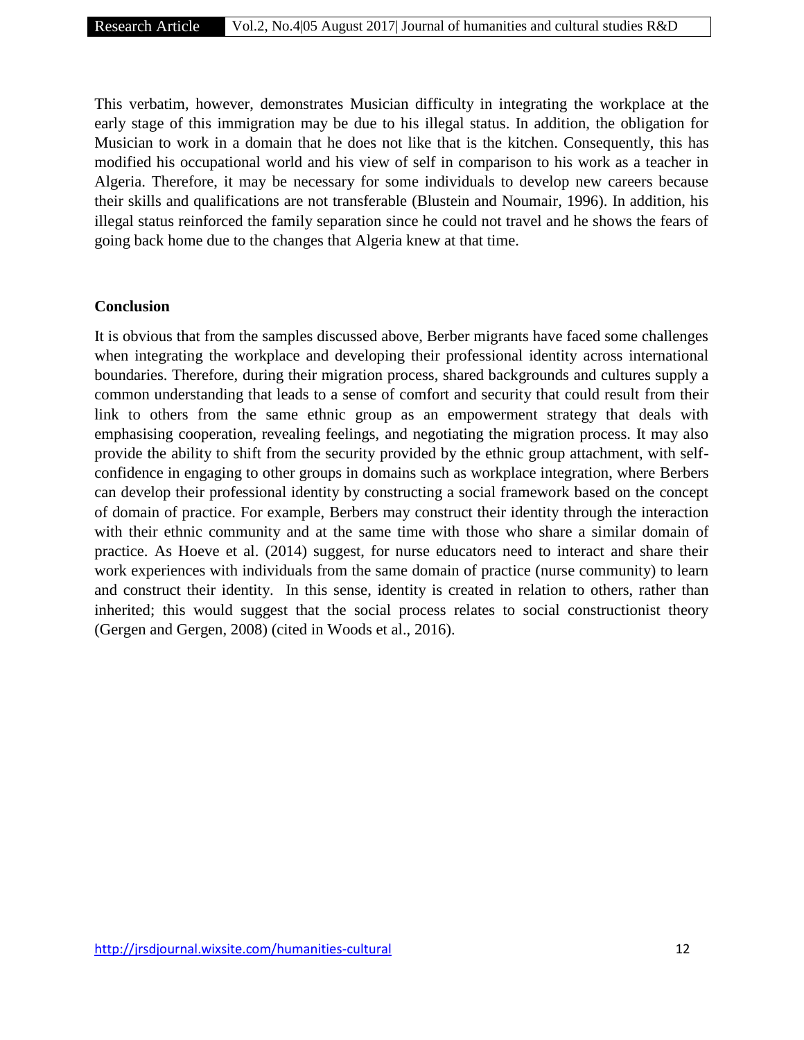This verbatim, however, demonstrates Musician difficulty in integrating the workplace at the early stage of this immigration may be due to his illegal status. In addition, the obligation for Musician to work in a domain that he does not like that is the kitchen. Consequently, this has modified his occupational world and his view of self in comparison to his work as a teacher in Algeria. Therefore, it may be necessary for some individuals to develop new careers because their skills and qualifications are not transferable (Blustein and Noumair, 1996). In addition, his illegal status reinforced the family separation since he could not travel and he shows the fears of going back home due to the changes that Algeria knew at that time.

**Conclusion**

It is obvious that from the samples discussed above, Berber migrants have faced some challenges when integrating the workplace and developing their professional identity across international boundaries. Therefore, during their migration process, shared backgrounds and cultures supply a common understanding that leads to a sense of comfort and security that could result from their link to others from the same ethnic group as an empowerment strategy that deals with emphasising cooperation, revealing feelings, and negotiating the migration process. It may also provide the ability to shift from the security provided by the ethnic group attachment, with self-confidence in engaging to other groups in domains such as workplace integration, where Berbers can develop their professional identity by constructing a social framework based on the concept of domain of practice. For example, Berbers may construct their identity through the interaction with their ethnic community and at the same time with those who share a similar domain of practice. As Hoeve et al. (2014) suggest, for nurse educators need to interact and share their work experiences with individuals from the same domain of practice (nurse community) to learn and construct their identity. In this sense, identity is created in relation to others, rather than inherited; this would suggest that the social process relates to social constructionist theory (Gergen and Gergen, 2008) (cited in Woods et al., 2016).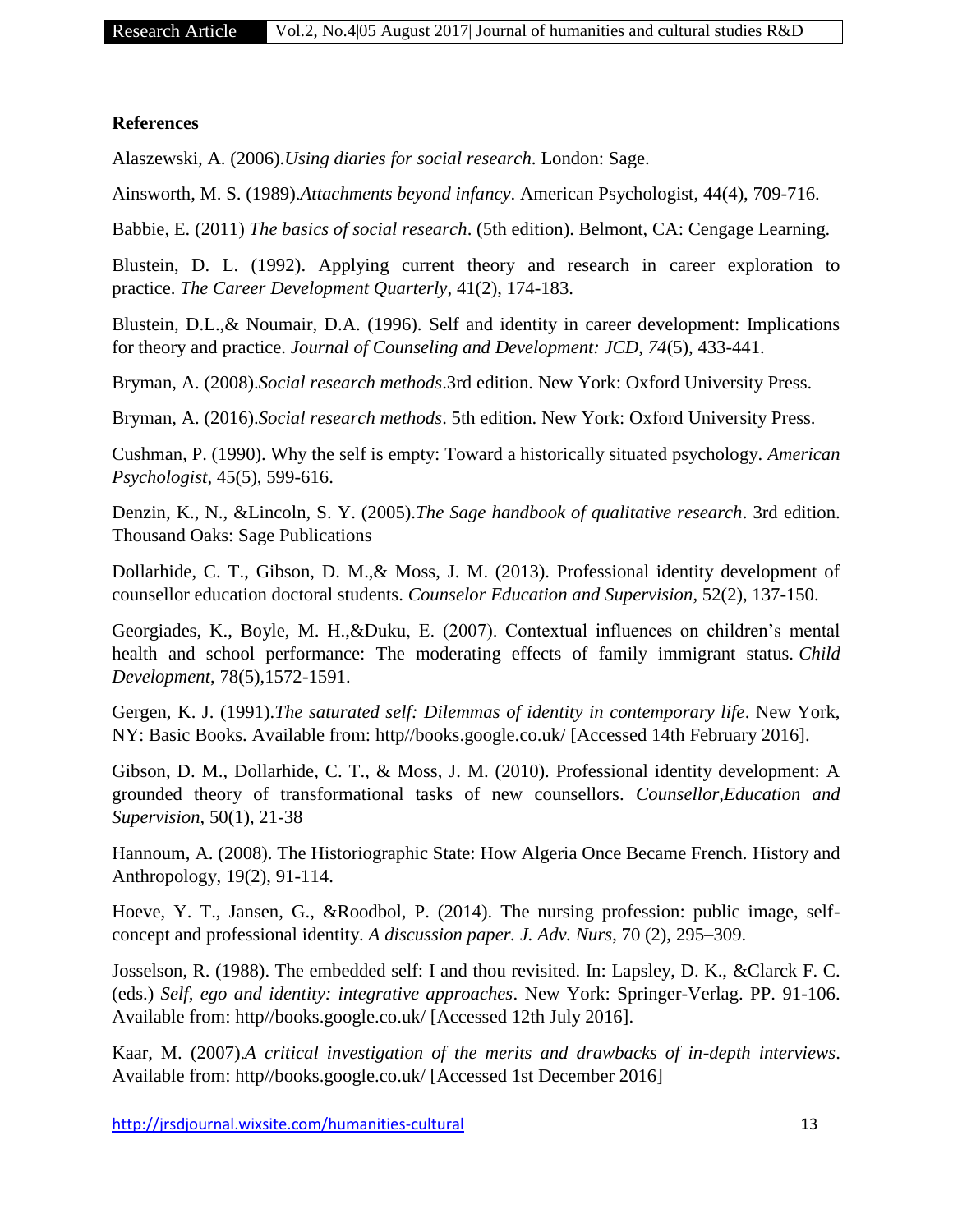**References**

Alaszewski, A. (2006).*Using diaries for social research*. London: Sage.

Ainsworth, M. S. (1989).*Attachments beyond infancy*. American Psychologist, 44(4), 709-716.

Babbie, E. (2011) *The basics of social research*. (5th edition). Belmont, CA: Cengage Learning.

Blustein, D. L. (1992). Applying current theory and research in career exploration to practice. *The Career Development Quarterly*, 41(2), 174-183.

Blustein, D.L.,& Noumair, D.A. (1996). Self and identity in career development: Implications for theory and practice. *Journal of Counseling and Development: JCD*, *74*(5), 433-441.

Bryman, A. (2008).*Social research methods*.3rd edition. New York: Oxford University Press.

Bryman, A. (2016).*Social research methods*. 5th edition. New York: Oxford University Press.

Cushman, P. (1990). Why the self is empty: Toward a historically situated psychology. *American Psychologist*, 45(5), 599-616.

Denzin, K., N., &Lincoln, S. Y. (2005).*The Sage handbook of qualitative research*. 3rd edition. Thousand Oaks: Sage Publications

Dollarhide, C. T., Gibson, D. M.,& Moss, J. M. (2013). Professional identity development of counsellor education doctoral students. *Counselor Education and Supervision*, 52(2), 137-150.

Georgiades, K., Boyle, M. H.,&Duku, E. (2007). Contextual influences on children's mental health and school performance: The moderating effects of family immigrant status. *Child Development*, 78(5),1572-1591.

Gergen, K. J. (1991).*The saturated self: Dilemmas of identity in contemporary life*. New York, NY: Basic Books. Available from: http//books.google.co.uk/ [Accessed 14th February 2016].

Gibson, D. M., Dollarhide, C. T., & Moss, J. M. (2010). Professional identity development: A grounded theory of transformational tasks of new counsellors. *Counsellor,Education and Supervision*, 50(1), 21-38

Hannoum, A. (2008). The Historiographic State: How Algeria Once Became French. History and Anthropology, 19(2), 91-114.

Hoeve, Y. T., Jansen, G., &Roodbol, P. (2014). The nursing profession: public image, self-concept and professional identity. *A discussion paper. J. Adv. Nurs*, 70 (2), 295–309.

Josselson, R. (1988). The embedded self: I and thou revisited. In: Lapsley, D. K., &Clarck F. C. (eds.) *Self, ego and identity: integrative approaches*. New York: Springer-Verlag. PP. 91-106. Available from: http//books.google.co.uk/ [Accessed 12th July 2016].

Kaar, M. (2007).*A critical investigation of the merits and drawbacks of in-depth interviews*. Available from: http//books.google.co.uk/ [Accessed 1st December 2016]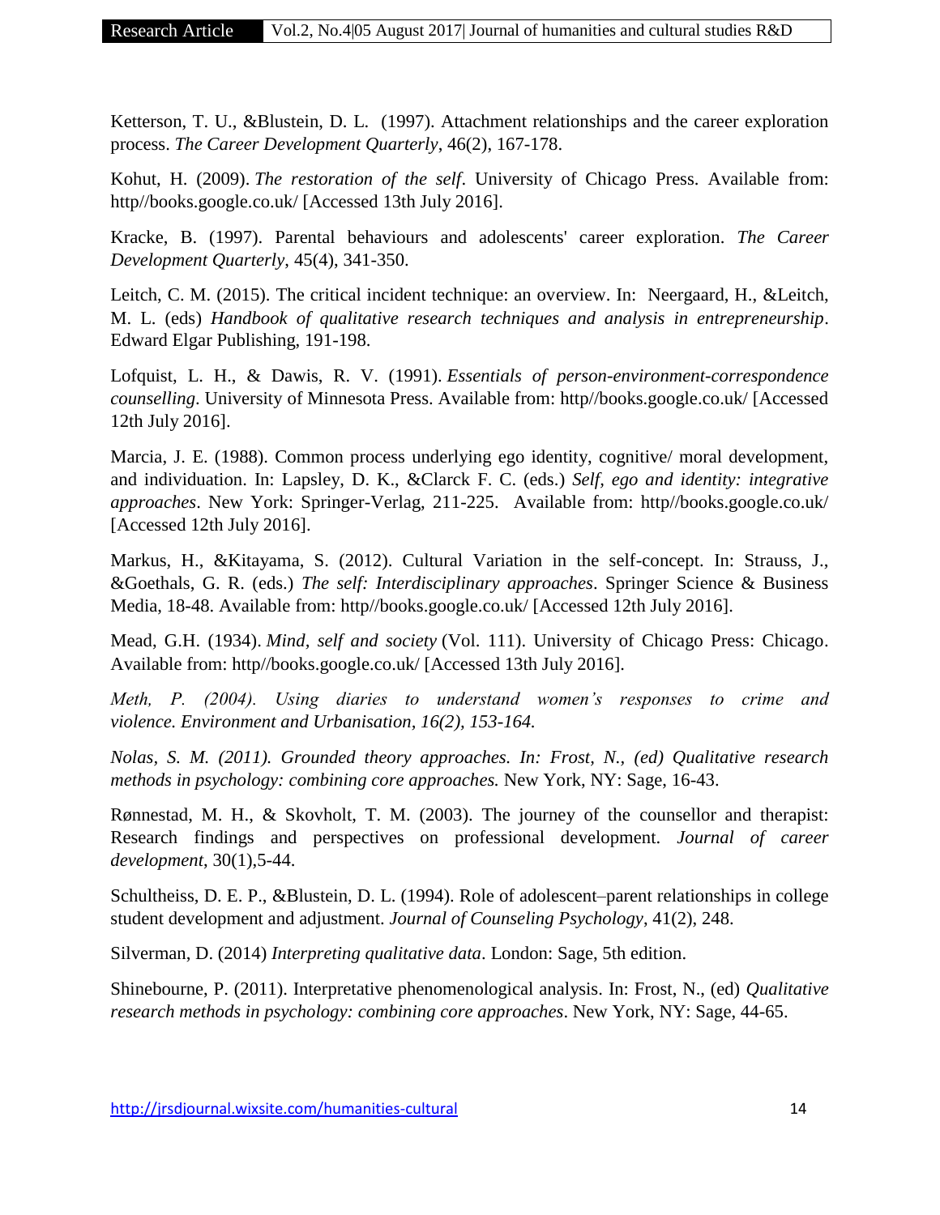Ketterson, T. U., &Blustein, D. L. (1997). Attachment relationships and the career exploration process. *The Career Development Quarterly*, 46(2), 167-178.

Kohut, H. (2009). *The restoration of the self*. University of Chicago Press. Available from: http//books.google.co.uk/ [Accessed 13th July 2016].

Kracke, B. (1997). Parental behaviours and adolescents' career exploration. *The Career Development Quarterly*, 45(4), 341-350.

Leitch, C. M. (2015). The critical incident technique: an overview. In: Neergaard, H., &Leitch, M. L. (eds) *Handbook of qualitative research techniques and analysis in entrepreneurship*. Edward Elgar Publishing, 191-198.

Lofquist, L. H., & Dawis, R. V. (1991). *Essentials of person-environment-correspondence counselling*. University of Minnesota Press. Available from: http//books.google.co.uk/ [Accessed 12th July 2016].

Marcia, J. E. (1988). Common process underlying ego identity, cognitive/ moral development, and individuation. In: Lapsley, D. K., &Clarck F. C. (eds.) *Self, ego and identity: integrative approaches*. New York: Springer-Verlag, 211-225. Available from: http//books.google.co.uk/ [Accessed 12th July 2016].

Markus, H., &Kitayama, S. (2012). Cultural Variation in the self-concept. In: Strauss, J., &Goethals, G. R. (eds.) *The self: Interdisciplinary approaches*. Springer Science & Business Media, 18-48. Available from: http//books.google.co.uk/ [Accessed 12th July 2016].

Mead, G.H. (1934). *Mind, self and society* (Vol. 111). University of Chicago Press: Chicago. Available from: http//books.google.co.uk/ [Accessed 13th July 2016].

*Meth, P. (2004). Using diaries to understand women's responses to crime and violence. Environment and Urbanisation, 16(2), 153-164.*

*Nolas, S. M. (2011). Grounded theory approaches. In: Frost, N., (ed) Qualitative research methods in psychology: combining core approaches.* New York, NY: Sage, 16-43.

Rønnestad, M. H., & Skovholt, T. M. (2003). The journey of the counsellor and therapist: Research findings and perspectives on professional development. *Journal of career development*, 30(1),5-44.

Schultheiss, D. E. P., &Blustein, D. L. (1994). Role of adolescent–parent relationships in college student development and adjustment. *Journal of Counseling Psychology*, 41(2), 248.

Silverman, D. (2014) *Interpreting qualitative data*. London: Sage, 5th edition.

Shinebourne, P. (2011). Interpretative phenomenological analysis. In: Frost, N., (ed) *Qualitative research methods in psychology: combining core approaches*. New York, NY: Sage, 44-65.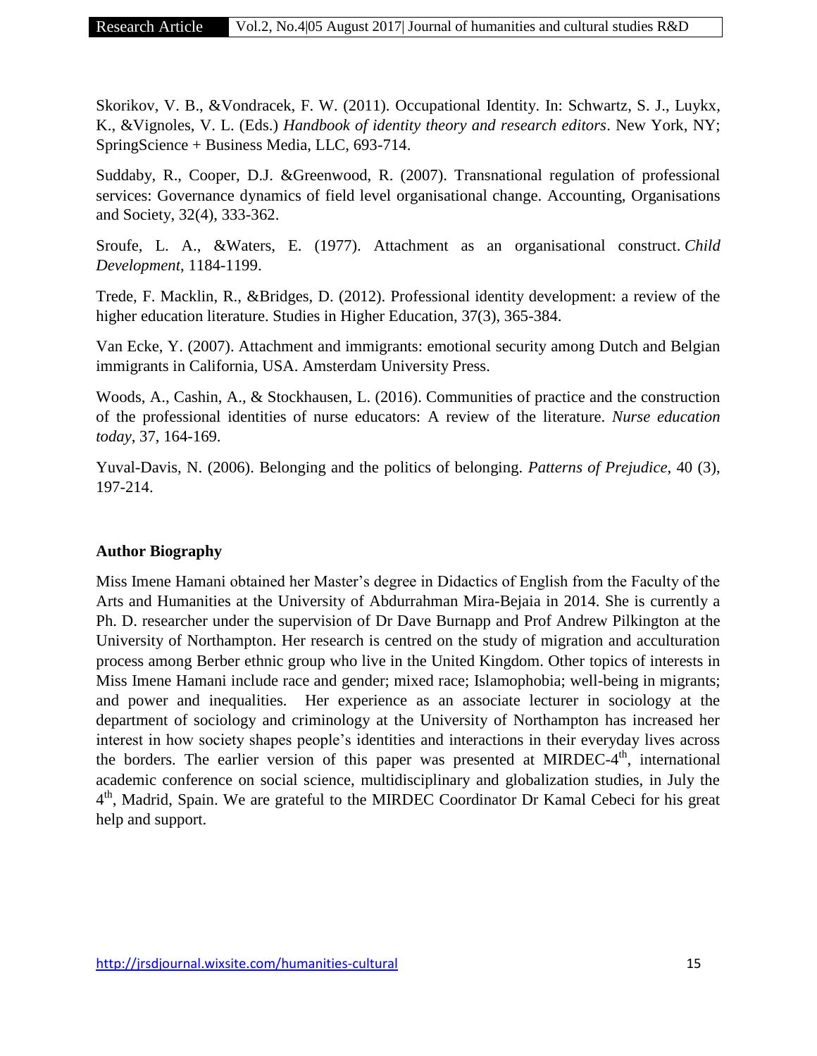Skorikov, V. B., &Vondracek, F. W. (2011). Occupational Identity. In: Schwartz, S. J., Luykx, K., &Vignoles, V. L. (Eds.) *Handbook of identity theory and research editors*. New York, NY; SpringScience + Business Media, LLC, 693-714.

Suddaby, R., Cooper, D.J. &Greenwood, R. (2007). Transnational regulation of professional services: Governance dynamics of field level organisational change. Accounting, Organisations and Society, 32(4), 333-362.

Sroufe, L. A., &Waters, E. (1977). Attachment as an organisational construct. *Child Development*, 1184-1199.

Trede, F. Macklin, R., &Bridges, D. (2012). Professional identity development: a review of the higher education literature. Studies in Higher Education, 37(3), 365-384.

Van Ecke, Y. (2007). Attachment and immigrants: emotional security among Dutch and Belgian immigrants in California, USA. Amsterdam University Press.

Woods, A., Cashin, A., & Stockhausen, L. (2016). Communities of practice and the construction of the professional identities of nurse educators: A review of the literature. *Nurse education today*, 37, 164-169.

Yuval-Davis, N. (2006). Belonging and the politics of belonging. *Patterns of Prejudice*, 40 (3), 197-214.

**Author Biography**

Miss Imene Hamani obtained her Master's degree in Didactics of English from the Faculty of the Arts and Humanities at the University of Abdurrahman Mira-Bejaia in 2014. She is currently a Ph. D. researcher under the supervision of Dr Dave Burnapp and Prof Andrew Pilkington at the University of Northampton. Her research is centred on the study of migration and acculturation process among Berber ethnic group who live in the United Kingdom. Other topics of interests in Miss Imene Hamani include race and gender; mixed race; Islamophobia; well-being in migrants; and power and inequalities. Her experience as an associate lecturer in sociology at the department of sociology and criminology at the University of Northampton has increased her interest in how society shapes people's identities and interactions in their everyday lives across the borders. The earlier version of this paper was presented at MIRDEC-4th, international academic conference on social science, multidisciplinary and globalization studies, in July the 4th, Madrid, Spain. We are grateful to the MIRDEC Coordinator Dr Kamal Cebeci for his great help and support.